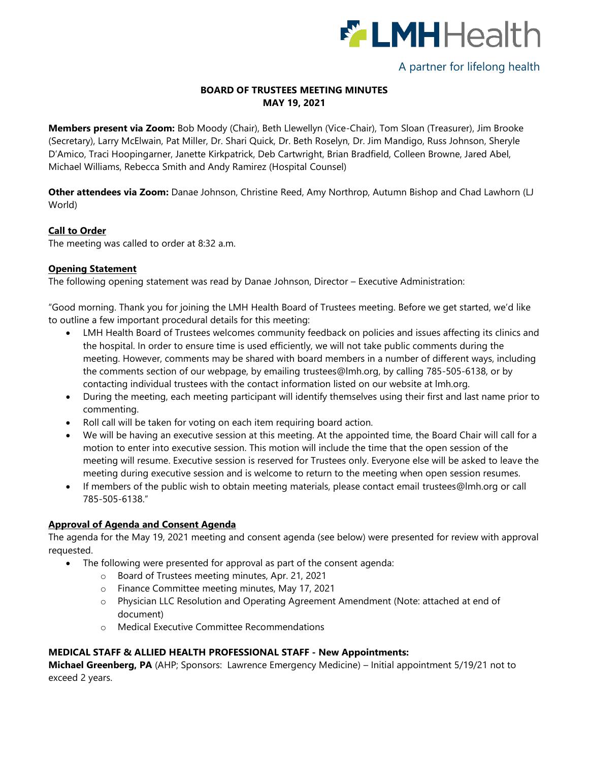LMHHealth

A partner for lifelong health

# BOARD OF TRUSTEES MEETING MINUTES
## MAY 19, 2021

**Members present via Zoom:** Bob Moody (Chair), Beth Llewellyn (Vice-Chair), Tom Sloan (Treasurer), Jim Brooke (Secretary), Larry McElwain, Pat Miller, Dr. Shari Quick, Dr. Beth Roselyn, Dr. Jim Mandigo, Russ Johnson, Sheryle D'Amico, Traci Hoopingarner, Janette Kirkpatrick, Deb Cartwright, Brian Bradfield, Colleen Browne, Jared Abel, Michael Williams, Rebecca Smith and Andy Ramirez (Hospital Counsel)

**Other attendees via Zoom:** Danae Johnson, Christine Reed, Amy Northrop, Autumn Bishop and Chad Lawhorn (LJ World)

**Call to Order**

The meeting was called to order at 8:32 a.m.

**Opening Statement**

The following opening statement was read by Danae Johnson, Director – Executive Administration:

"Good morning. Thank you for joining the LMH Health Board of Trustees meeting. Before we get started, we'd like to outline a few important procedural details for this meeting:

- LMH Health Board of Trustees welcomes community feedback on policies and issues affecting its clinics and the hospital. In order to ensure time is used efficiently, we will not take public comments during the meeting. However, comments may be shared with board members in a number of different ways, including the comments section of our webpage, by emailing trustees@lmh.org, by calling 785-505-6138, or by contacting individual trustees with the contact information listed on our website at lmh.org.
- During the meeting, each meeting participant will identify themselves using their first and last name prior to commenting.
- Roll call will be taken for voting on each item requiring board action.
- We will be having an executive session at this meeting. At the appointed time, the Board Chair will call for a motion to enter into executive session. This motion will include the time that the open session of the meeting will resume. Executive session is reserved for Trustees only. Everyone else will be asked to leave the meeting during executive session and is welcome to return to the meeting when open session resumes.
- If members of the public wish to obtain meeting materials, please contact email trustees@lmh.org or call 785-505-6138."

**Approval of Agenda and Consent Agenda**

The agenda for the May 19, 2021 meeting and consent agenda (see below) were presented for review with approval requested.

- The following were presented for approval as part of the consent agenda:
  - Board of Trustees meeting minutes, Apr. 21, 2021
  - Finance Committee meeting minutes, May 17, 2021
  - Physician LLC Resolution and Operating Agreement Amendment (Note: attached at end of document)
  - Medical Executive Committee Recommendations

**MEDICAL STAFF & ALLIED HEALTH PROFESSIONAL STAFF - New Appointments:**

**Michael Greenberg, PA** (AHP; Sponsors: Lawrence Emergency Medicine) – Initial appointment 5/19/21 not to exceed 2 years.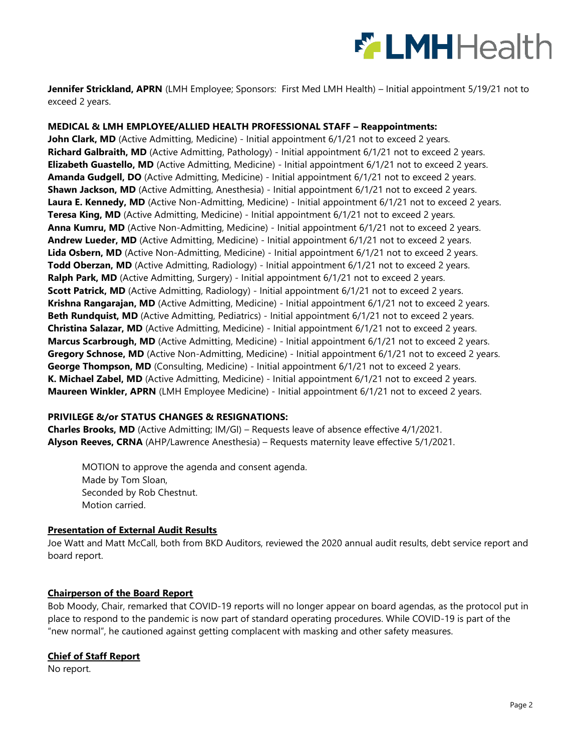**Jennifer Strickland, APRN** (LMH Employee; Sponsors: First Med LMH Health) – Initial appointment 5/19/21 not to exceed 2 years.

**MEDICAL & LMH EMPLOYEE/ALLIED HEALTH PROFESSIONAL STAFF – Reappointments:**

**John Clark, MD** (Active Admitting, Medicine) - Initial appointment 6/1/21 not to exceed 2 years.
**Richard Galbraith, MD** (Active Admitting, Pathology) - Initial appointment 6/1/21 not to exceed 2 years.
**Elizabeth Guastello, MD** (Active Admitting, Medicine) - Initial appointment 6/1/21 not to exceed 2 years.
**Amanda Gudgell, DO** (Active Admitting, Medicine) - Initial appointment 6/1/21 not to exceed 2 years.
**Shawn Jackson, MD** (Active Admitting, Anesthesia) - Initial appointment 6/1/21 not to exceed 2 years.
**Laura E. Kennedy, MD** (Active Non-Admitting, Medicine) - Initial appointment 6/1/21 not to exceed 2 years.
**Teresa King, MD** (Active Admitting, Medicine) - Initial appointment 6/1/21 not to exceed 2 years.
**Anna Kumru, MD** (Active Non-Admitting, Medicine) - Initial appointment 6/1/21 not to exceed 2 years.
**Andrew Lueder, MD** (Active Admitting, Medicine) - Initial appointment 6/1/21 not to exceed 2 years.
**Lida Osbern, MD** (Active Non-Admitting, Medicine) - Initial appointment 6/1/21 not to exceed 2 years.
**Todd Oberzan, MD** (Active Admitting, Radiology) - Initial appointment 6/1/21 not to exceed 2 years.
**Ralph Park, MD** (Active Admitting, Surgery) - Initial appointment 6/1/21 not to exceed 2 years.
**Scott Patrick, MD** (Active Admitting, Radiology) - Initial appointment 6/1/21 not to exceed 2 years.
**Krishna Rangarajan, MD** (Active Admitting, Medicine) - Initial appointment 6/1/21 not to exceed 2 years.
**Beth Rundquist, MD** (Active Admitting, Pediatrics) - Initial appointment 6/1/21 not to exceed 2 years.
**Christina Salazar, MD** (Active Admitting, Medicine) - Initial appointment 6/1/21 not to exceed 2 years.
**Marcus Scarbrough, MD** (Active Admitting, Medicine) - Initial appointment 6/1/21 not to exceed 2 years.
**Gregory Schnose, MD** (Active Non-Admitting, Medicine) - Initial appointment 6/1/21 not to exceed 2 years.
**George Thompson, MD** (Consulting, Medicine) - Initial appointment 6/1/21 not to exceed 2 years.
**K. Michael Zabel, MD** (Active Admitting, Medicine) - Initial appointment 6/1/21 not to exceed 2 years.
**Maureen Winkler, APRN** (LMH Employee Medicine) - Initial appointment 6/1/21 not to exceed 2 years.

**PRIVILEGE &/or STATUS CHANGES & RESIGNATIONS:**

**Charles Brooks, MD** (Active Admitting; IM/GI) – Requests leave of absence effective 4/1/2021.
**Alyson Reeves, CRNA** (AHP/Lawrence Anesthesia) – Requests maternity leave effective 5/1/2021.

> MOTION to approve the agenda and consent agenda.
> Made by Tom Sloan,
> Seconded by Rob Chestnut.
> Motion carried.

## Presentation of External Audit Results

Joe Watt and Matt McCall, both from BKD Auditors, reviewed the 2020 annual audit results, debt service report and board report.

## Chairperson of the Board Report

Bob Moody, Chair, remarked that COVID-19 reports will no longer appear on board agendas, as the protocol put in place to respond to the pandemic is now part of standard operating procedures. While COVID-19 is part of the "new normal", he cautioned against getting complacent with masking and other safety measures.

## Chief of Staff Report

No report.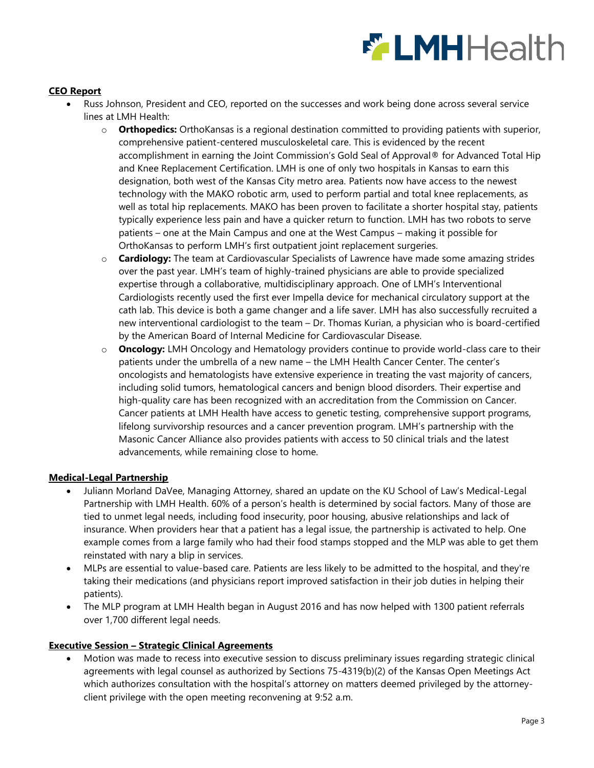**CEO Report**

- Russ Johnson, President and CEO, reported on the successes and work being done across several service lines at LMH Health:
  - **Orthopedics:** OrthoKansas is a regional destination committed to providing patients with superior, comprehensive patient-centered musculoskeletal care. This is evidenced by the recent accomplishment in earning the Joint Commission's Gold Seal of Approval® for Advanced Total Hip and Knee Replacement Certification. LMH is one of only two hospitals in Kansas to earn this designation, both west of the Kansas City metro area. Patients now have access to the newest technology with the MAKO robotic arm, used to perform partial and total knee replacements, as well as total hip replacements. MAKO has been proven to facilitate a shorter hospital stay, patients typically experience less pain and have a quicker return to function. LMH has two robots to serve patients – one at the Main Campus and one at the West Campus – making it possible for OrthoKansas to perform LMH's first outpatient joint replacement surgeries.
  - **Cardiology:** The team at Cardiovascular Specialists of Lawrence have made some amazing strides over the past year. LMH's team of highly-trained physicians are able to provide specialized expertise through a collaborative, multidisciplinary approach. One of LMH's Interventional Cardiologists recently used the first ever Impella device for mechanical circulatory support at the cath lab. This device is both a game changer and a life saver. LMH has also successfully recruited a new interventional cardiologist to the team – Dr. Thomas Kurian, a physician who is board-certified by the American Board of Internal Medicine for Cardiovascular Disease.
  - **Oncology:** LMH Oncology and Hematology providers continue to provide world-class care to their patients under the umbrella of a new name – the LMH Health Cancer Center. The center's oncologists and hematologists have extensive experience in treating the vast majority of cancers, including solid tumors, hematological cancers and benign blood disorders. Their expertise and high-quality care has been recognized with an accreditation from the Commission on Cancer. Cancer patients at LMH Health have access to genetic testing, comprehensive support programs, lifelong survivorship resources and a cancer prevention program. LMH's partnership with the Masonic Cancer Alliance also provides patients with access to 50 clinical trials and the latest advancements, while remaining close to home.

**Medical-Legal Partnership**

- Juliann Morland DaVee, Managing Attorney, shared an update on the KU School of Law's Medical-Legal Partnership with LMH Health. 60% of a person's health is determined by social factors. Many of those are tied to unmet legal needs, including food insecurity, poor housing, abusive relationships and lack of insurance. When providers hear that a patient has a legal issue, the partnership is activated to help. One example comes from a large family who had their food stamps stopped and the MLP was able to get them reinstated with nary a blip in services.
- MLPs are essential to value-based care. Patients are less likely to be admitted to the hospital, and they're taking their medications (and physicians report improved satisfaction in their job duties in helping their patients).
- The MLP program at LMH Health began in August 2016 and has now helped with 1300 patient referrals over 1,700 different legal needs.

**Executive Session – Strategic Clinical Agreements**

- Motion was made to recess into executive session to discuss preliminary issues regarding strategic clinical agreements with legal counsel as authorized by Sections 75-4319(b)(2) of the Kansas Open Meetings Act which authorizes consultation with the hospital's attorney on matters deemed privileged by the attorney-client privilege with the open meeting reconvening at 9:52 a.m.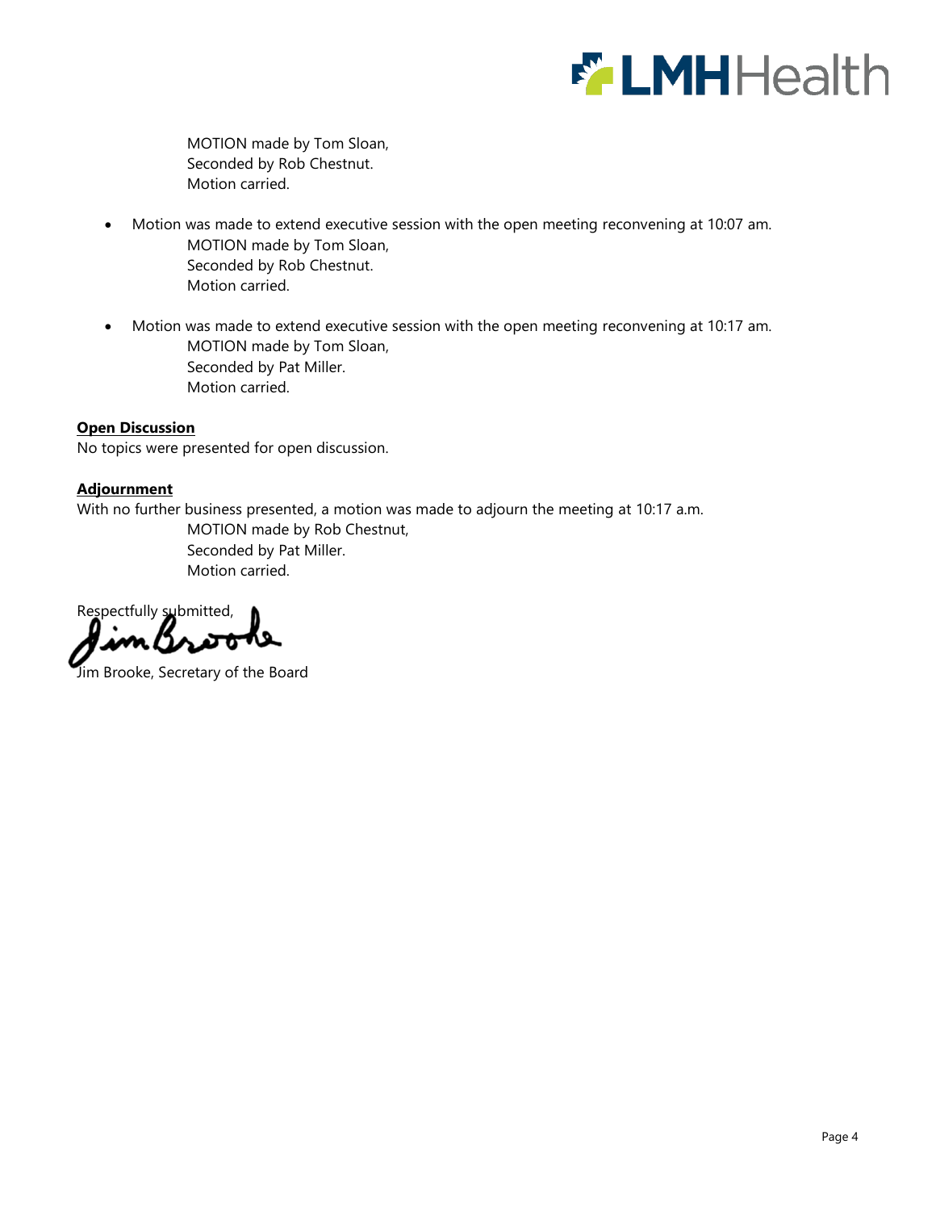MOTION made by Tom Sloan,
Seconded by Rob Chestnut.
Motion carried.

- Motion was made to extend executive session with the open meeting reconvening at 10:07 am.
  MOTION made by Tom Sloan,
  Seconded by Rob Chestnut.
  Motion carried.

- Motion was made to extend executive session with the open meeting reconvening at 10:17 am.
  MOTION made by Tom Sloan,
  Seconded by Pat Miller.
  Motion carried.

**Open Discussion**

No topics were presented for open discussion.

**Adjournment**

With no further business presented, a motion was made to adjourn the meeting at 10:17 a.m.
MOTION made by Rob Chestnut,
Seconded by Pat Miller.
Motion carried.

Respectfully submitted,

Jim Brooke, Secretary of the Board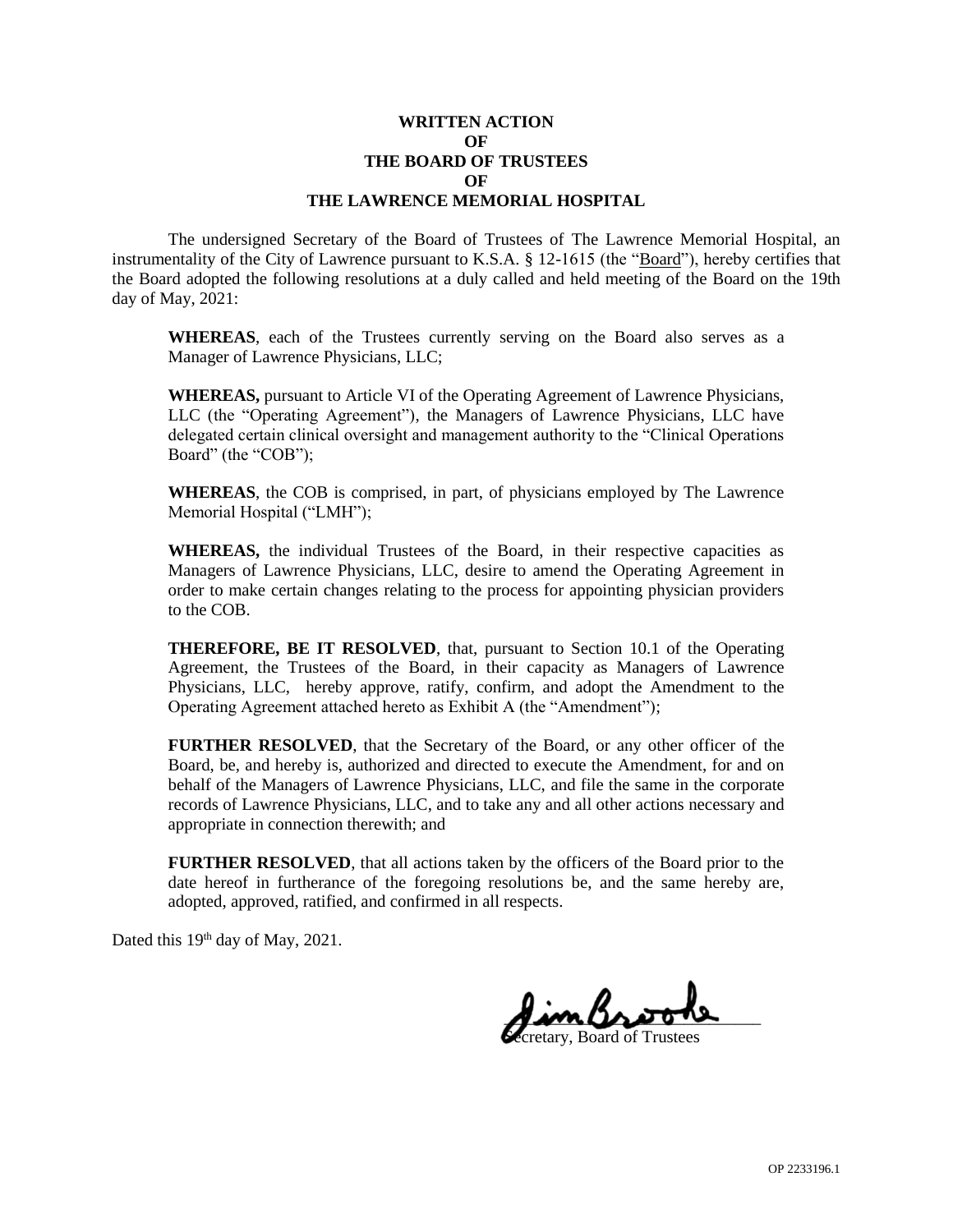**WRITTEN ACTION**
**OF**
**THE BOARD OF TRUSTEES**
**OF**
**THE LAWRENCE MEMORIAL HOSPITAL**

The undersigned Secretary of the Board of Trustees of The Lawrence Memorial Hospital, an instrumentality of the City of Lawrence pursuant to K.S.A. § 12-1615 (the "Board"), hereby certifies that the Board adopted the following resolutions at a duly called and held meeting of the Board on the 19th day of May, 2021:

> **WHEREAS**, each of the Trustees currently serving on the Board also serves as a Manager of Lawrence Physicians, LLC;
>
> **WHEREAS,** pursuant to Article VI of the Operating Agreement of Lawrence Physicians, LLC (the "Operating Agreement"), the Managers of Lawrence Physicians, LLC have delegated certain clinical oversight and management authority to the "Clinical Operations Board" (the "COB");
>
> **WHEREAS**, the COB is comprised, in part, of physicians employed by The Lawrence Memorial Hospital ("LMH");
>
> **WHEREAS,** the individual Trustees of the Board, in their respective capacities as Managers of Lawrence Physicians, LLC, desire to amend the Operating Agreement in order to make certain changes relating to the process for appointing physician providers to the COB.
>
> **THEREFORE, BE IT RESOLVED**, that, pursuant to Section 10.1 of the Operating Agreement, the Trustees of the Board, in their capacity as Managers of Lawrence Physicians, LLC, hereby approve, ratify, confirm, and adopt the Amendment to the Operating Agreement attached hereto as Exhibit A (the "Amendment");
>
> **FURTHER RESOLVED**, that the Secretary of the Board, or any other officer of the Board, be, and hereby is, authorized and directed to execute the Amendment, for and on behalf of the Managers of Lawrence Physicians, LLC, and file the same in the corporate records of Lawrence Physicians, LLC, and to take any and all other actions necessary and appropriate in connection therewith; and
>
> **FURTHER RESOLVED**, that all actions taken by the officers of the Board prior to the date hereof in furtherance of the foregoing resolutions be, and the same hereby are, adopted, approved, ratified, and confirmed in all respects.

Dated this 19th day of May, 2021.

Jim Brooke
Secretary, Board of Trustees

OP 2233196.1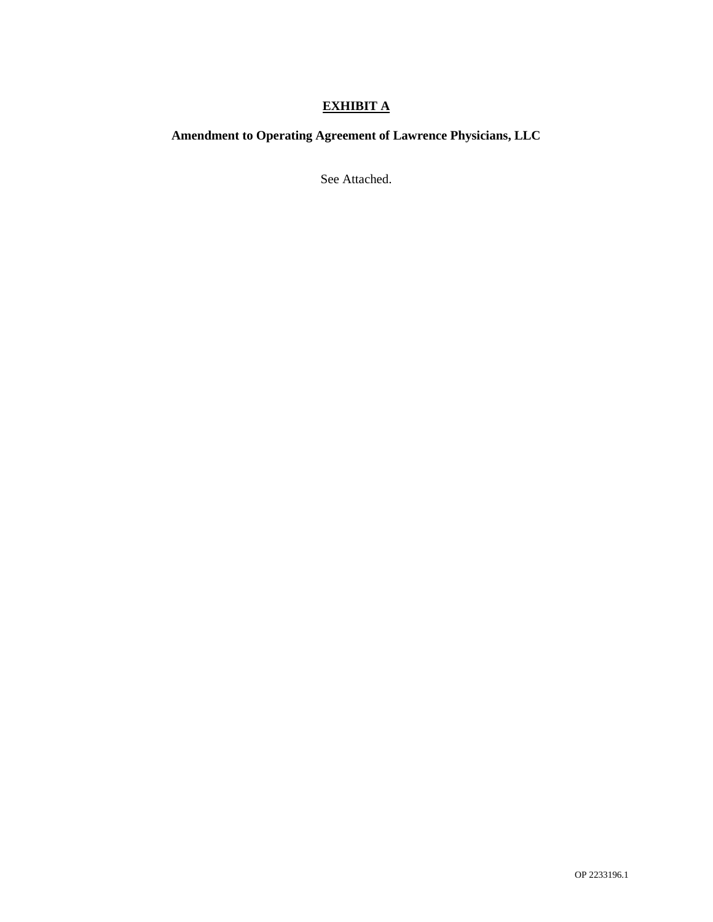# **EXHIBIT A**

## **Amendment to Operating Agreement of Lawrence Physicians, LLC**

See Attached.

OP 2233196.1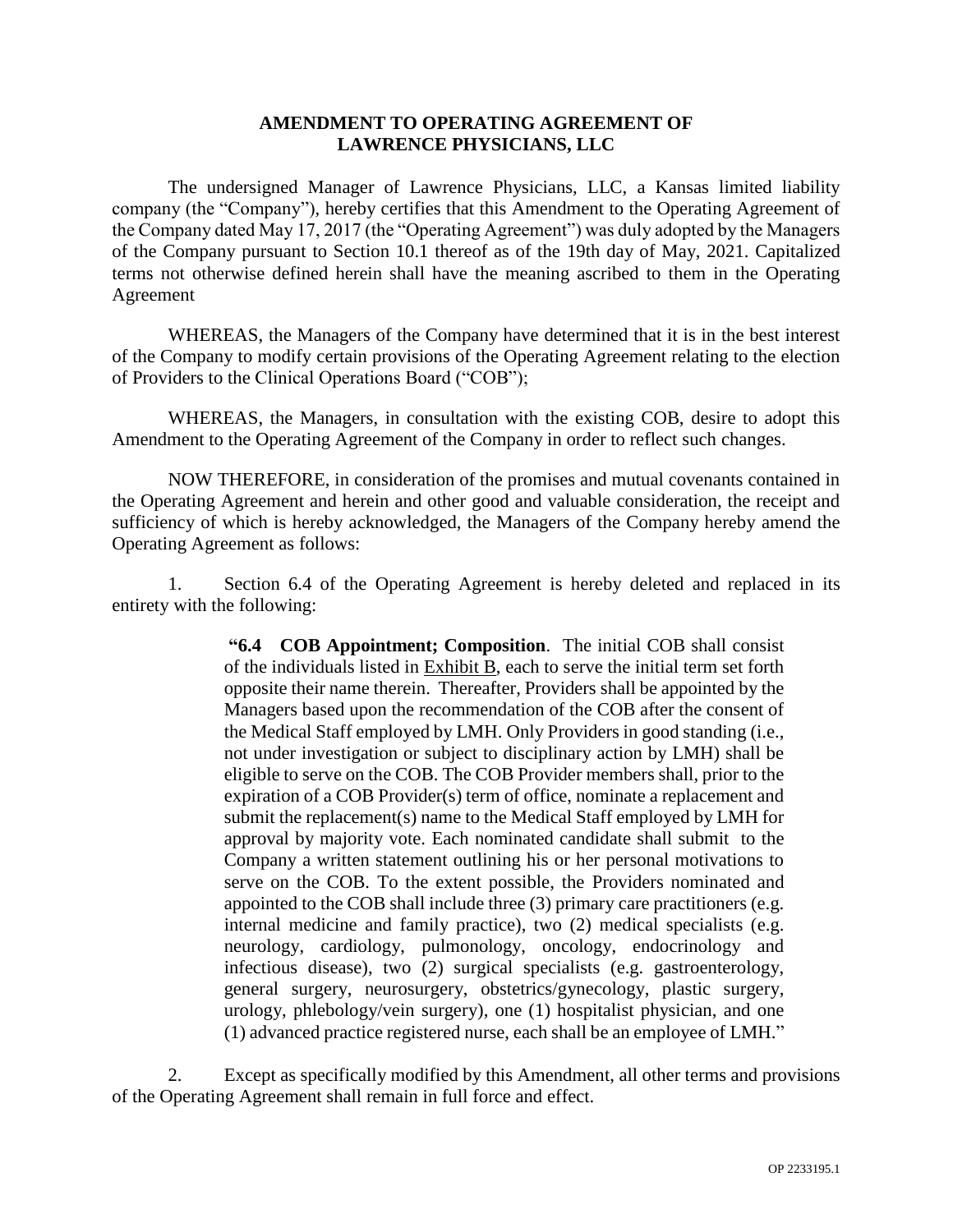# AMENDMENT TO OPERATING AGREEMENT OF LAWRENCE PHYSICIANS, LLC

The undersigned Manager of Lawrence Physicians, LLC, a Kansas limited liability company (the "Company"), hereby certifies that this Amendment to the Operating Agreement of the Company dated May 17, 2017 (the "Operating Agreement") was duly adopted by the Managers of the Company pursuant to Section 10.1 thereof as of the 19th day of May, 2021. Capitalized terms not otherwise defined herein shall have the meaning ascribed to them in the Operating Agreement

WHEREAS, the Managers of the Company have determined that it is in the best interest of the Company to modify certain provisions of the Operating Agreement relating to the election of Providers to the Clinical Operations Board ("COB");

WHEREAS, the Managers, in consultation with the existing COB, desire to adopt this Amendment to the Operating Agreement of the Company in order to reflect such changes.

NOW THEREFORE, in consideration of the promises and mutual covenants contained in the Operating Agreement and herein and other good and valuable consideration, the receipt and sufficiency of which is hereby acknowledged, the Managers of the Company hereby amend the Operating Agreement as follows:

1. Section 6.4 of the Operating Agreement is hereby deleted and replaced in its entirety with the following:

> **"6.4 COB Appointment; Composition**. The initial COB shall consist of the individuals listed in Exhibit B, each to serve the initial term set forth opposite their name therein. Thereafter, Providers shall be appointed by the Managers based upon the recommendation of the COB after the consent of the Medical Staff employed by LMH. Only Providers in good standing (i.e., not under investigation or subject to disciplinary action by LMH) shall be eligible to serve on the COB. The COB Provider members shall, prior to the expiration of a COB Provider(s) term of office, nominate a replacement and submit the replacement(s) name to the Medical Staff employed by LMH for approval by majority vote. Each nominated candidate shall submit to the Company a written statement outlining his or her personal motivations to serve on the COB. To the extent possible, the Providers nominated and appointed to the COB shall include three (3) primary care practitioners (e.g. internal medicine and family practice), two (2) medical specialists (e.g. neurology, cardiology, pulmonology, oncology, endocrinology and infectious disease), two (2) surgical specialists (e.g. gastroenterology, general surgery, neurosurgery, obstetrics/gynecology, plastic surgery, urology, phlebology/vein surgery), one (1) hospitalist physician, and one (1) advanced practice registered nurse, each shall be an employee of LMH."

2. Except as specifically modified by this Amendment, all other terms and provisions of the Operating Agreement shall remain in full force and effect.

OP 2233195.1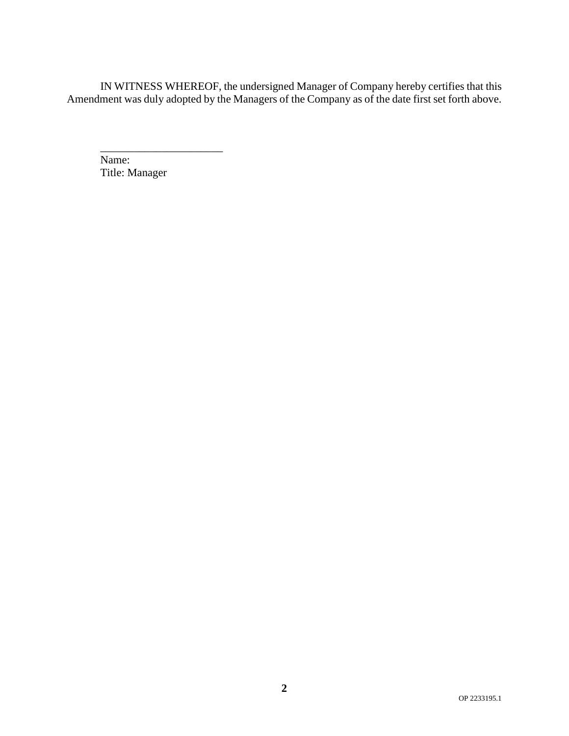IN WITNESS WHEREOF, the undersigned Manager of Company hereby certifies that this Amendment was duly adopted by the Managers of the Company as of the date first set forth above.

______________________

Name:
Title: Manager

OP 2233195.1